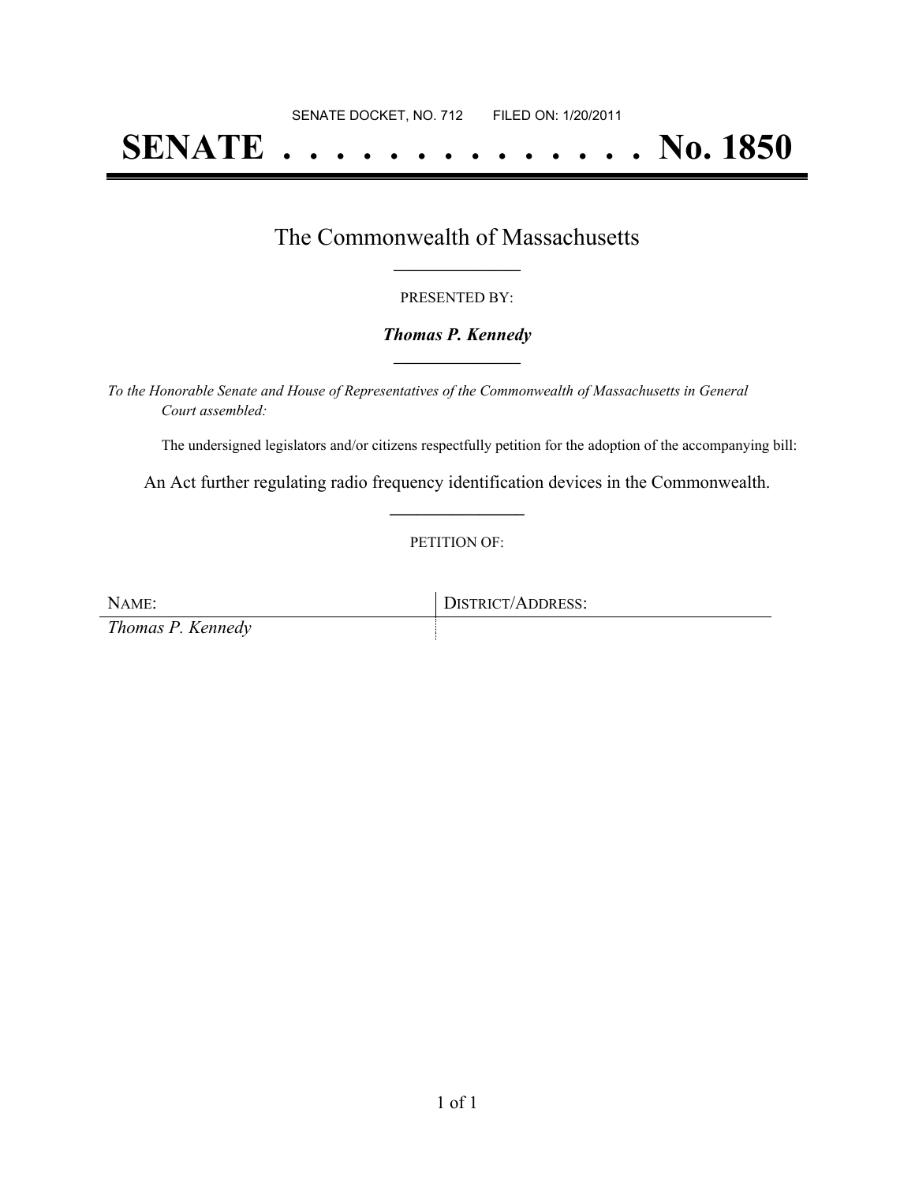SENATE DOCKET, NO. 712        FILED ON: 1/20/2011

# SENATE . . . . . . . . . . . . . . . No. 1850

## The Commonwealth of Massachusetts

PRESENTED BY:

***Thomas P. Kennedy***

*To the Honorable Senate and House of Representatives of the Commonwealth of Massachusetts in General Court assembled:*

The undersigned legislators and/or citizens respectfully petition for the adoption of the accompanying bill:

An Act further regulating radio frequency identification devices in the Commonwealth.

PETITION OF:

| NAME: | DISTRICT/ADDRESS: |
| --- | --- |
| *Thomas P. Kennedy* | |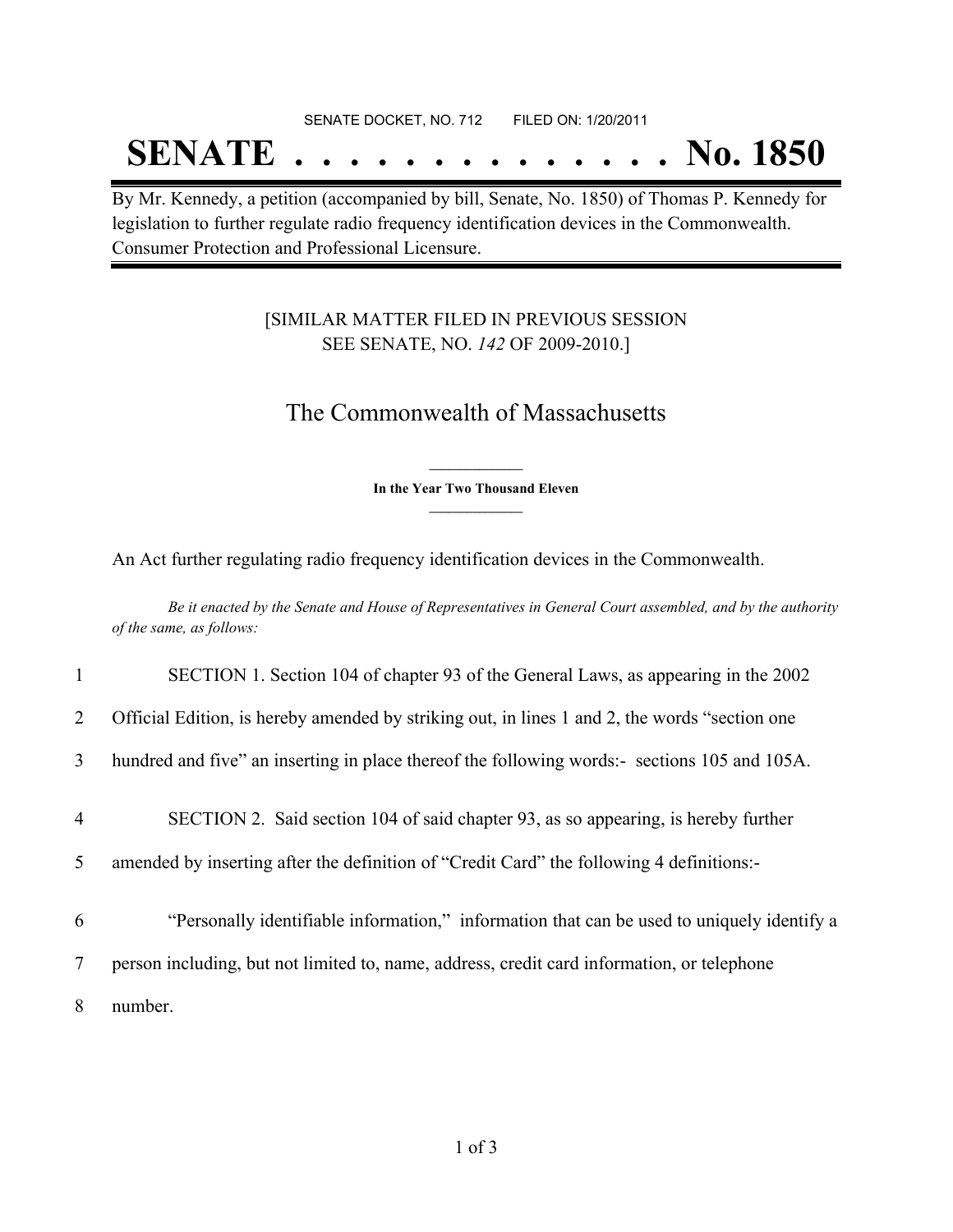SENATE DOCKET, NO. 712 FILED ON: 1/20/2011

# SENATE . . . . . . . . . . . . . . No. 1850

By Mr. Kennedy, a petition (accompanied by bill, Senate, No. 1850) of Thomas P. Kennedy for legislation to further regulate radio frequency identification devices in the Commonwealth. Consumer Protection and Professional Licensure.

[SIMILAR MATTER FILED IN PREVIOUS SESSION SEE SENATE, NO. *142* OF 2009-2010.]

## The Commonwealth of Massachusetts

**In the Year Two Thousand Eleven**

An Act further regulating radio frequency identification devices in the Commonwealth.

*Be it enacted by the Senate and House of Representatives in General Court assembled, and by the authority of the same, as follows:*

1 SECTION 1. Section 104 of chapter 93 of the General Laws, as appearing in the 2002
2 Official Edition, is hereby amended by striking out, in lines 1 and 2, the words "section one
3 hundred and five" an inserting in place thereof the following words:- sections 105 and 105A.

4 SECTION 2. Said section 104 of said chapter 93, as so appearing, is hereby further
5 amended by inserting after the definition of "Credit Card" the following 4 definitions:-

6 "Personally identifiable information," information that can be used to uniquely identify a
7 person including, but not limited to, name, address, credit card information, or telephone
8 number.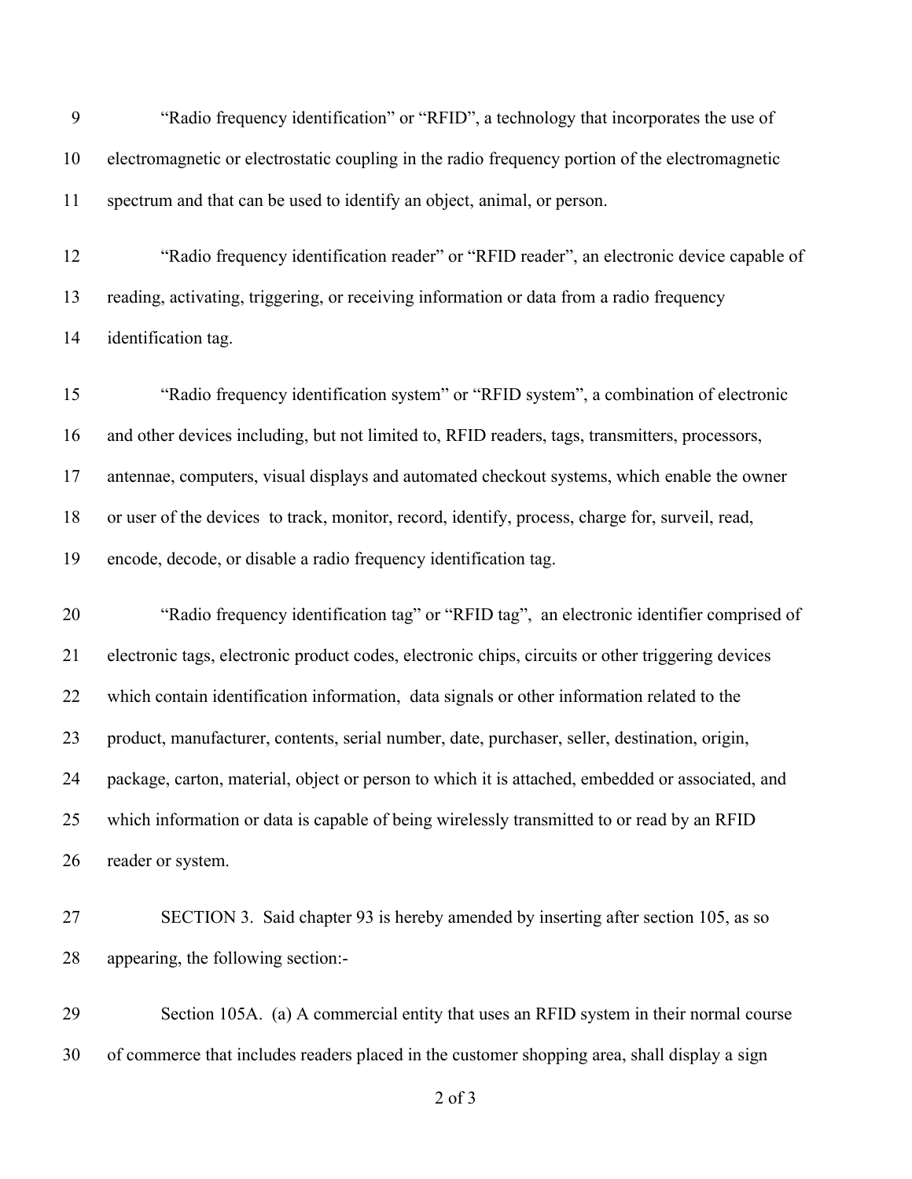"Radio frequency identification" or "RFID", a technology that incorporates the use of electromagnetic or electrostatic coupling in the radio frequency portion of the electromagnetic spectrum and that can be used to identify an object, animal, or person.

"Radio frequency identification reader" or "RFID reader", an electronic device capable of reading, activating, triggering, or receiving information or data from a radio frequency identification tag.

"Radio frequency identification system" or "RFID system", a combination of electronic and other devices including, but not limited to, RFID readers, tags, transmitters, processors, antennae, computers, visual displays and automated checkout systems, which enable the owner or user of the devices to track, monitor, record, identify, process, charge for, surveil, read, encode, decode, or disable a radio frequency identification tag.

"Radio frequency identification tag" or "RFID tag", an electronic identifier comprised of electronic tags, electronic product codes, electronic chips, circuits or other triggering devices which contain identification information, data signals or other information related to the product, manufacturer, contents, serial number, date, purchaser, seller, destination, origin, package, carton, material, object or person to which it is attached, embedded or associated, and which information or data is capable of being wirelessly transmitted to or read by an RFID reader or system.

SECTION 3. Said chapter 93 is hereby amended by inserting after section 105, as so appearing, the following section:-

Section 105A. (a) A commercial entity that uses an RFID system in their normal course of commerce that includes readers placed in the customer shopping area, shall display a sign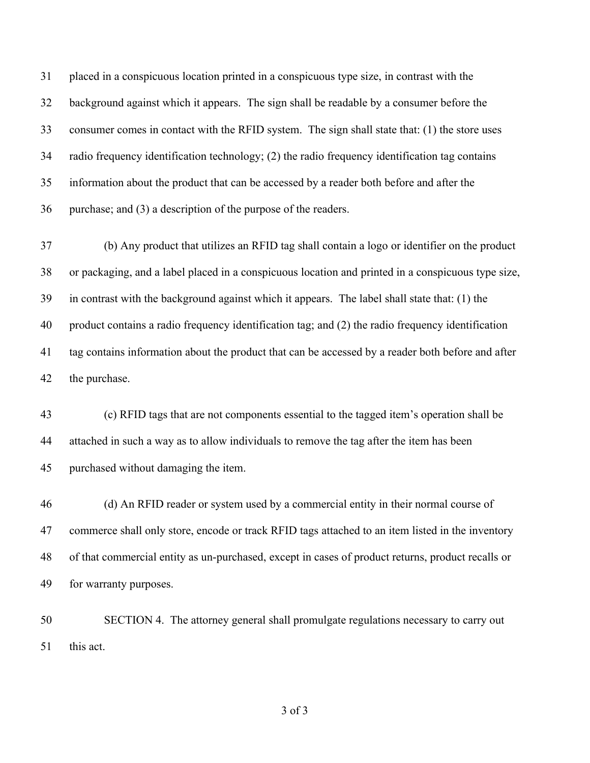placed in a conspicuous location printed in a conspicuous type size, in contrast with the background against which it appears. The sign shall be readable by a consumer before the consumer comes in contact with the RFID system. The sign shall state that: (1) the store uses radio frequency identification technology; (2) the radio frequency identification tag contains information about the product that can be accessed by a reader both before and after the purchase; and (3) a description of the purpose of the readers.

(b) Any product that utilizes an RFID tag shall contain a logo or identifier on the product or packaging, and a label placed in a conspicuous location and printed in a conspicuous type size, in contrast with the background against which it appears. The label shall state that: (1) the product contains a radio frequency identification tag; and (2) the radio frequency identification tag contains information about the product that can be accessed by a reader both before and after the purchase.

(c) RFID tags that are not components essential to the tagged item's operation shall be attached in such a way as to allow individuals to remove the tag after the item has been purchased without damaging the item.

(d) An RFID reader or system used by a commercial entity in their normal course of commerce shall only store, encode or track RFID tags attached to an item listed in the inventory of that commercial entity as un-purchased, except in cases of product returns, product recalls or for warranty purposes.

SECTION 4. The attorney general shall promulgate regulations necessary to carry out this act.